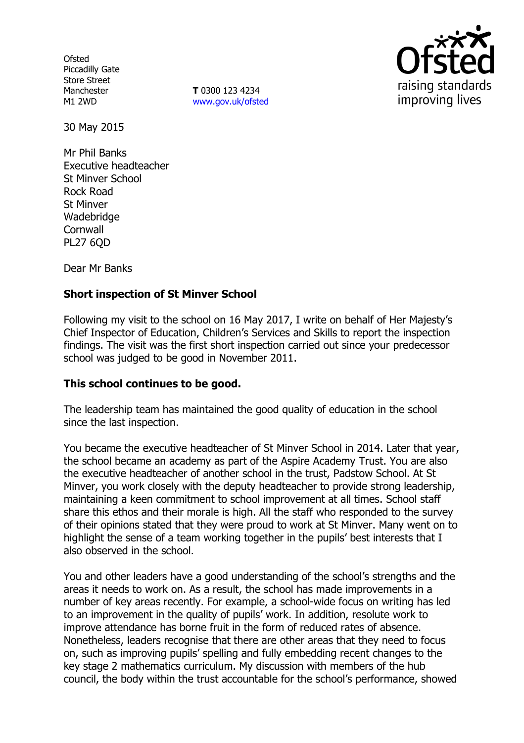Ofsted
Piccadilly Gate
Store Street
Manchester
M1 2WD

**T** 0300 123 4234
www.gov.uk/ofsted

30 May 2015

Mr Phil Banks
Executive headteacher
St Minver School
Rock Road
St Minver
Wadebridge
Cornwall
PL27 6QD

Dear Mr Banks

**Short inspection of St Minver School**

Following my visit to the school on 16 May 2017, I write on behalf of Her Majesty's Chief Inspector of Education, Children's Services and Skills to report the inspection findings. The visit was the first short inspection carried out since your predecessor school was judged to be good in November 2011.

**This school continues to be good.**

The leadership team has maintained the good quality of education in the school since the last inspection.

You became the executive headteacher of St Minver School in 2014. Later that year, the school became an academy as part of the Aspire Academy Trust. You are also the executive headteacher of another school in the trust, Padstow School. At St Minver, you work closely with the deputy headteacher to provide strong leadership, maintaining a keen commitment to school improvement at all times. School staff share this ethos and their morale is high. All the staff who responded to the survey of their opinions stated that they were proud to work at St Minver. Many went on to highlight the sense of a team working together in the pupils' best interests that I also observed in the school.

You and other leaders have a good understanding of the school's strengths and the areas it needs to work on. As a result, the school has made improvements in a number of key areas recently. For example, a school-wide focus on writing has led to an improvement in the quality of pupils' work. In addition, resolute work to improve attendance has borne fruit in the form of reduced rates of absence. Nonetheless, leaders recognise that there are other areas that they need to focus on, such as improving pupils' spelling and fully embedding recent changes to the key stage 2 mathematics curriculum. My discussion with members of the hub council, the body within the trust accountable for the school's performance, showed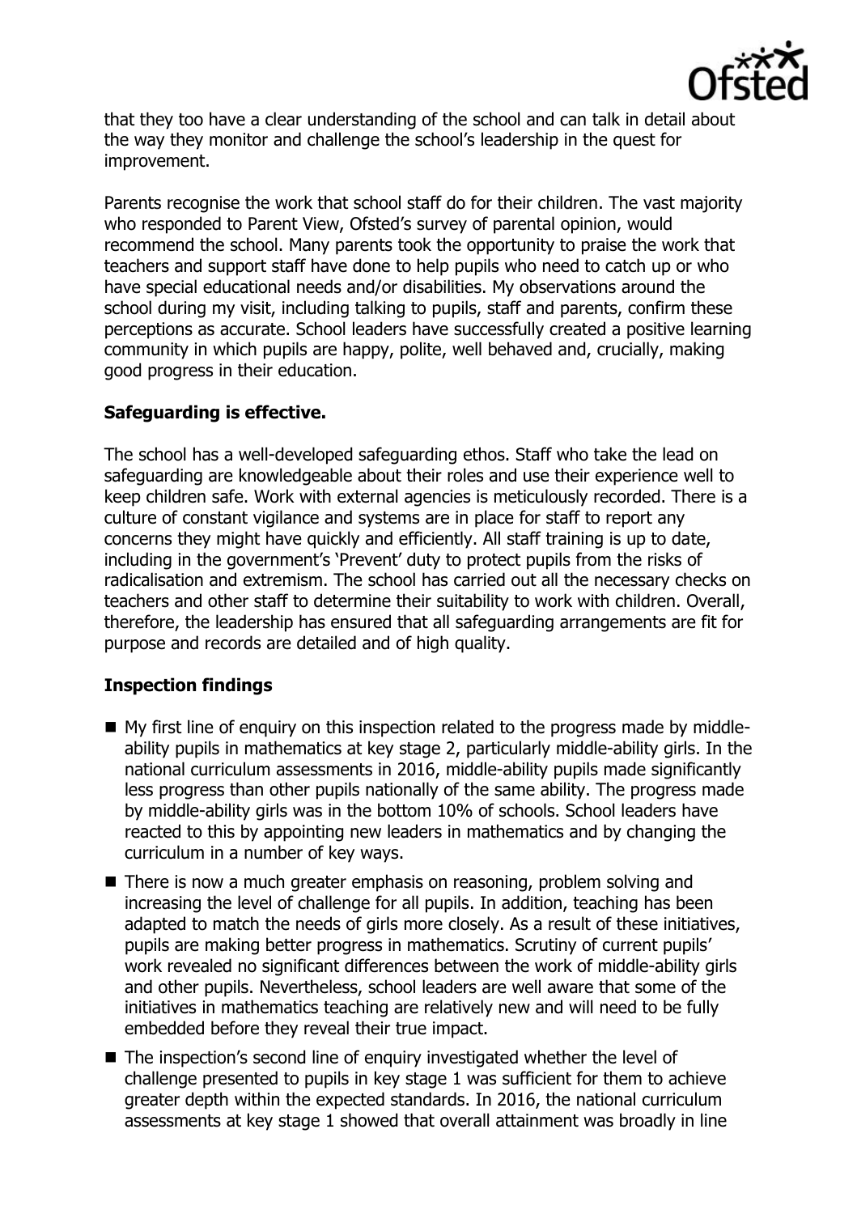that they too have a clear understanding of the school and can talk in detail about the way they monitor and challenge the school's leadership in the quest for improvement.

Parents recognise the work that school staff do for their children. The vast majority who responded to Parent View, Ofsted's survey of parental opinion, would recommend the school. Many parents took the opportunity to praise the work that teachers and support staff have done to help pupils who need to catch up or who have special educational needs and/or disabilities. My observations around the school during my visit, including talking to pupils, staff and parents, confirm these perceptions as accurate. School leaders have successfully created a positive learning community in which pupils are happy, polite, well behaved and, crucially, making good progress in their education.

**Safeguarding is effective.**

The school has a well-developed safeguarding ethos. Staff who take the lead on safeguarding are knowledgeable about their roles and use their experience well to keep children safe. Work with external agencies is meticulously recorded. There is a culture of constant vigilance and systems are in place for staff to report any concerns they might have quickly and efficiently. All staff training is up to date, including in the government's 'Prevent' duty to protect pupils from the risks of radicalisation and extremism. The school has carried out all the necessary checks on teachers and other staff to determine their suitability to work with children. Overall, therefore, the leadership has ensured that all safeguarding arrangements are fit for purpose and records are detailed and of high quality.

**Inspection findings**

- My first line of enquiry on this inspection related to the progress made by middle-ability pupils in mathematics at key stage 2, particularly middle-ability girls. In the national curriculum assessments in 2016, middle-ability pupils made significantly less progress than other pupils nationally of the same ability. The progress made by middle-ability girls was in the bottom 10% of schools. School leaders have reacted to this by appointing new leaders in mathematics and by changing the curriculum in a number of key ways.
- There is now a much greater emphasis on reasoning, problem solving and increasing the level of challenge for all pupils. In addition, teaching has been adapted to match the needs of girls more closely. As a result of these initiatives, pupils are making better progress in mathematics. Scrutiny of current pupils' work revealed no significant differences between the work of middle-ability girls and other pupils. Nevertheless, school leaders are well aware that some of the initiatives in mathematics teaching are relatively new and will need to be fully embedded before they reveal their true impact.
- The inspection's second line of enquiry investigated whether the level of challenge presented to pupils in key stage 1 was sufficient for them to achieve greater depth within the expected standards. In 2016, the national curriculum assessments at key stage 1 showed that overall attainment was broadly in line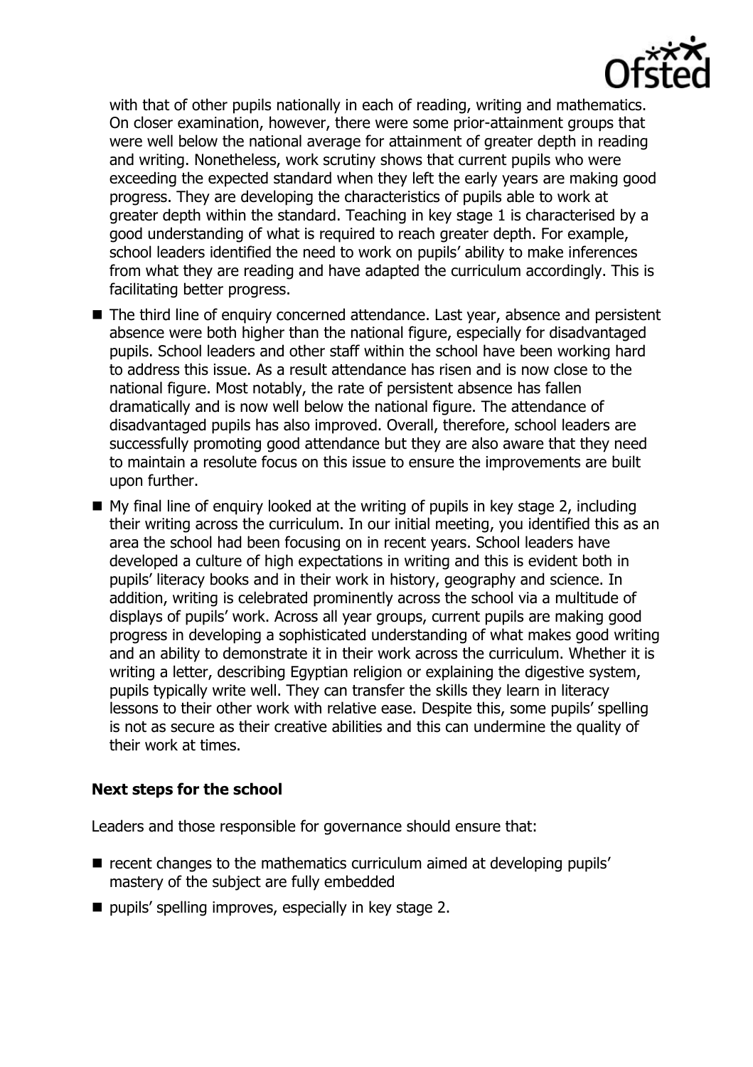with that of other pupils nationally in each of reading, writing and mathematics. On closer examination, however, there were some prior-attainment groups that were well below the national average for attainment of greater depth in reading and writing. Nonetheless, work scrutiny shows that current pupils who were exceeding the expected standard when they left the early years are making good progress. They are developing the characteristics of pupils able to work at greater depth within the standard. Teaching in key stage 1 is characterised by a good understanding of what is required to reach greater depth. For example, school leaders identified the need to work on pupils' ability to make inferences from what they are reading and have adapted the curriculum accordingly. This is facilitating better progress.

- The third line of enquiry concerned attendance. Last year, absence and persistent absence were both higher than the national figure, especially for disadvantaged pupils. School leaders and other staff within the school have been working hard to address this issue. As a result attendance has risen and is now close to the national figure. Most notably, the rate of persistent absence has fallen dramatically and is now well below the national figure. The attendance of disadvantaged pupils has also improved. Overall, therefore, school leaders are successfully promoting good attendance but they are also aware that they need to maintain a resolute focus on this issue to ensure the improvements are built upon further.
- My final line of enquiry looked at the writing of pupils in key stage 2, including their writing across the curriculum. In our initial meeting, you identified this as an area the school had been focusing on in recent years. School leaders have developed a culture of high expectations in writing and this is evident both in pupils' literacy books and in their work in history, geography and science. In addition, writing is celebrated prominently across the school via a multitude of displays of pupils' work. Across all year groups, current pupils are making good progress in developing a sophisticated understanding of what makes good writing and an ability to demonstrate it in their work across the curriculum. Whether it is writing a letter, describing Egyptian religion or explaining the digestive system, pupils typically write well. They can transfer the skills they learn in literacy lessons to their other work with relative ease. Despite this, some pupils' spelling is not as secure as their creative abilities and this can undermine the quality of their work at times.

### Next steps for the school

Leaders and those responsible for governance should ensure that:

- recent changes to the mathematics curriculum aimed at developing pupils' mastery of the subject are fully embedded
- pupils' spelling improves, especially in key stage 2.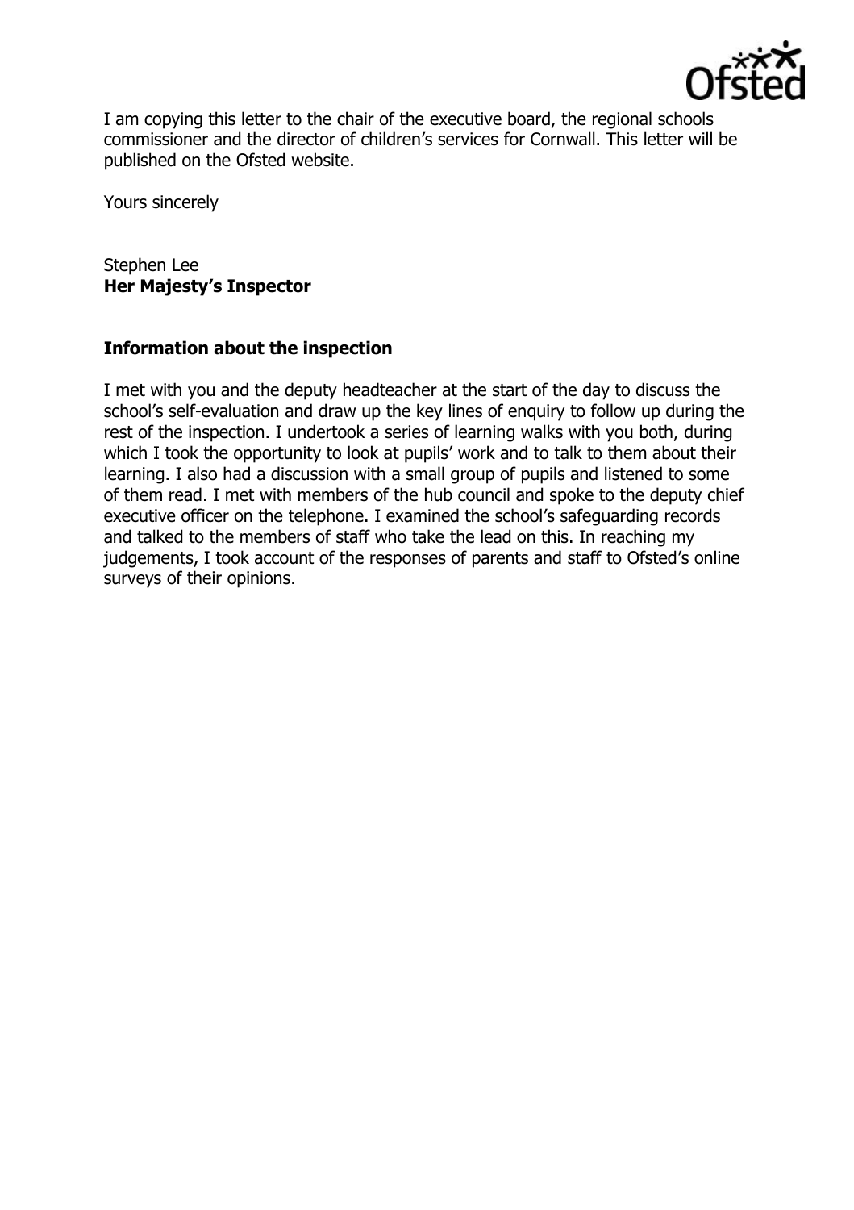I am copying this letter to the chair of the executive board, the regional schools commissioner and the director of children's services for Cornwall. This letter will be published on the Ofsted website.

Yours sincerely

Stephen Lee
**Her Majesty's Inspector**

## Information about the inspection

I met with you and the deputy headteacher at the start of the day to discuss the school's self-evaluation and draw up the key lines of enquiry to follow up during the rest of the inspection. I undertook a series of learning walks with you both, during which I took the opportunity to look at pupils' work and to talk to them about their learning. I also had a discussion with a small group of pupils and listened to some of them read. I met with members of the hub council and spoke to the deputy chief executive officer on the telephone. I examined the school's safeguarding records and talked to the members of staff who take the lead on this. In reaching my judgements, I took account of the responses of parents and staff to Ofsted's online surveys of their opinions.